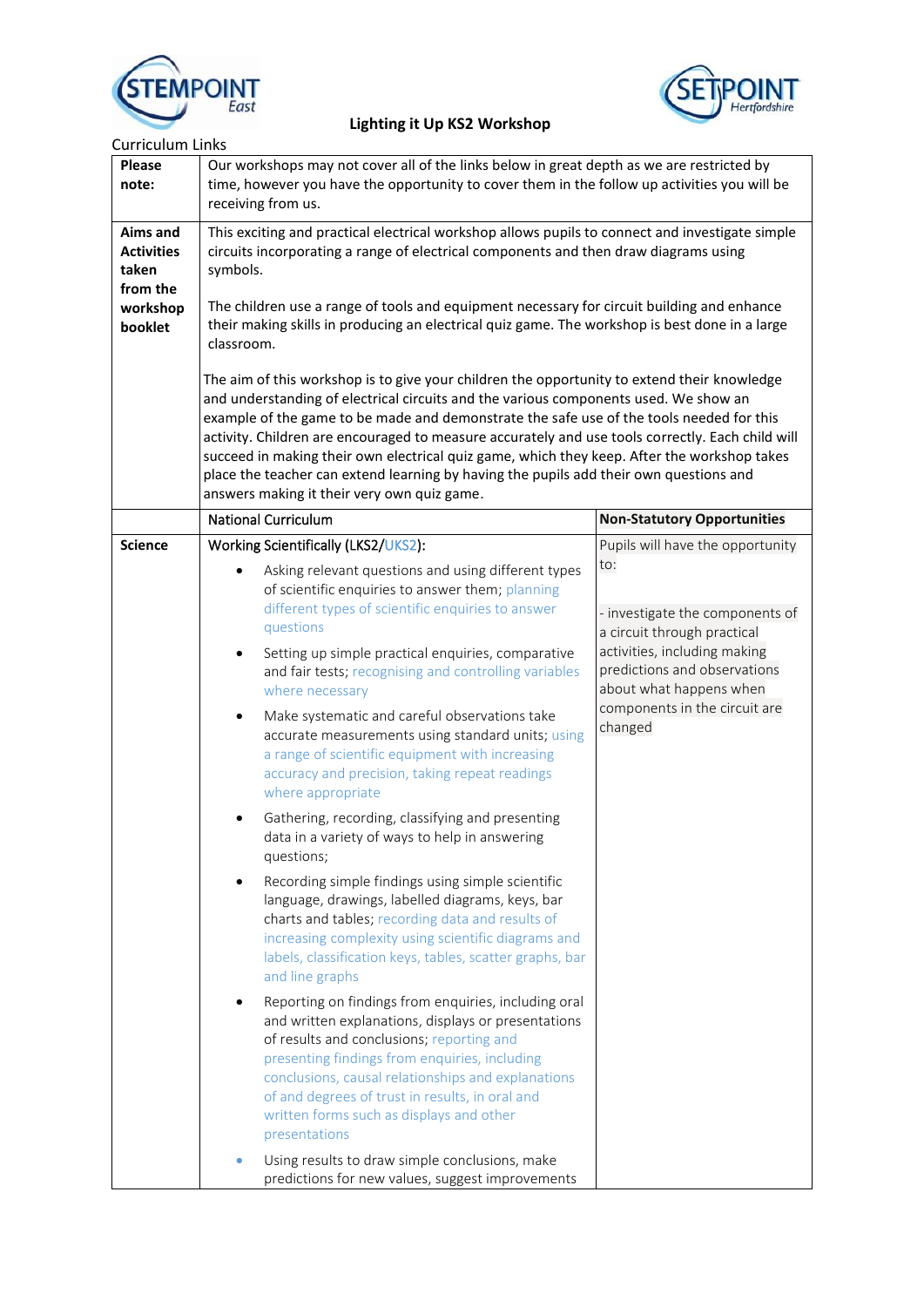# Lighting it Up KS2 Workshop

Curriculum Links

| | | |
|---|---|---|
| **Please note:** | Our workshops may not cover all of the links below in great depth as we are restricted by time, however you have the opportunity to cover them in the follow up activities you will be receiving from us. | |
| **Aims and Activities taken from the workshop booklet** | This exciting and practical electrical workshop allows pupils to connect and investigate simple circuits incorporating a range of electrical components and then draw diagrams using symbols.<br><br>The children use a range of tools and equipment necessary for circuit building and enhance their making skills in producing an electrical quiz game. The workshop is best done in a large classroom.<br><br>The aim of this workshop is to give your children the opportunity to extend their knowledge and understanding of electrical circuits and the various components used. We show an example of the game to be made and demonstrate the safe use of the tools needed for this activity. Children are encouraged to measure accurately and use tools correctly. Each child will succeed in making their own electrical quiz game, which they keep. After the workshop takes place the teacher can extend learning by having the pupils add their own questions and answers making it their very own quiz game. | |
| | National Curriculum | **Non-Statutory Opportunities** |
| **Science** | Working Scientifically (LKS2/UKS2):<br><br>• Asking relevant questions and using different types of scientific enquiries to answer them; planning different types of scientific enquiries to answer questions<br>• Setting up simple practical enquiries, comparative and fair tests; recognising and controlling variables where necessary<br>• Make systematic and careful observations take accurate measurements using standard units; using a range of scientific equipment with increasing accuracy and precision, taking repeat readings where appropriate<br>• Gathering, recording, classifying and presenting data in a variety of ways to help in answering questions;<br>• Recording simple findings using simple scientific language, drawings, labelled diagrams, keys, bar charts and tables; recording data and results of increasing complexity using scientific diagrams and labels, classification keys, tables, scatter graphs, bar and line graphs<br>• Reporting on findings from enquiries, including oral and written explanations, displays or presentations of results and conclusions; reporting and presenting findings from enquiries, including conclusions, causal relationships and explanations of and degrees of trust in results, in oral and written forms such as displays and other presentations<br>• Using results to draw simple conclusions, make predictions for new values, suggest improvements | Pupils will have the opportunity to:<br><br>- investigate the components of a circuit through practical activities, including making predictions and observations about what happens when components in the circuit are changed |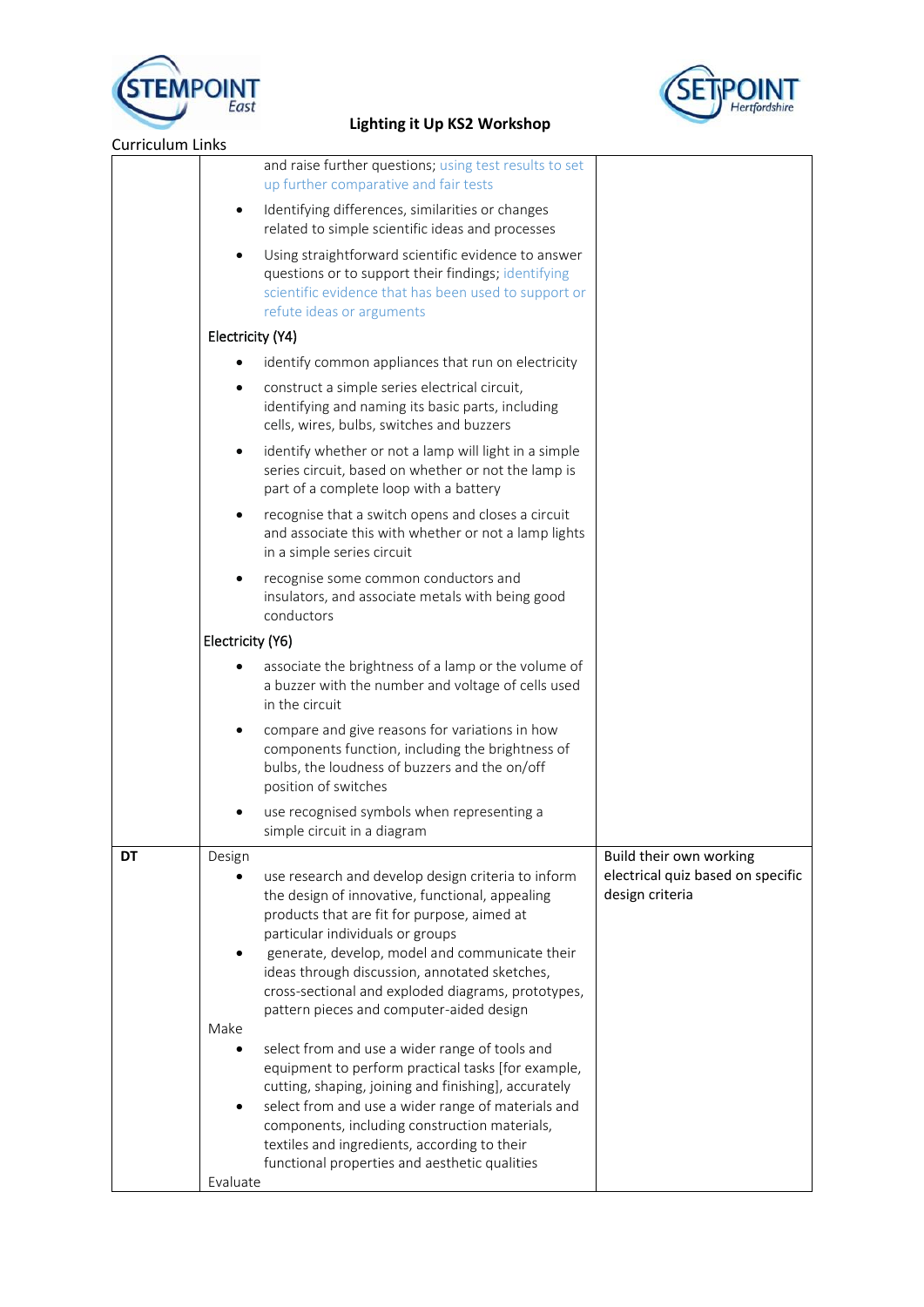**Lighting it Up KS2 Workshop**

Curriculum Links

| | | |
|---|---|---|
| | and raise further questions; using test results to set up further comparative and fair tests<br>• Identifying differences, similarities or changes related to simple scientific ideas and processes<br>• Using straightforward scientific evidence to answer questions or to support their findings; identifying scientific evidence that has been used to support or refute ideas or arguments<br>Electricity (Y4)<br>• identify common appliances that run on electricity<br>• construct a simple series electrical circuit, identifying and naming its basic parts, including cells, wires, bulbs, switches and buzzers<br>• identify whether or not a lamp will light in a simple series circuit, based on whether or not the lamp is part of a complete loop with a battery<br>• recognise that a switch opens and closes a circuit and associate this with whether or not a lamp lights in a simple series circuit<br>• recognise some common conductors and insulators, and associate metals with being good conductors<br>Electricity (Y6)<br>• associate the brightness of a lamp or the volume of a buzzer with the number and voltage of cells used in the circuit<br>• compare and give reasons for variations in how components function, including the brightness of bulbs, the loudness of buzzers and the on/off position of switches<br>• use recognised symbols when representing a simple circuit in a diagram | |
| **DT** | Design<br>• use research and develop design criteria to inform the design of innovative, functional, appealing products that are fit for purpose, aimed at particular individuals or groups<br>• generate, develop, model and communicate their ideas through discussion, annotated sketches, cross-sectional and exploded diagrams, prototypes, pattern pieces and computer-aided design<br>Make<br>• select from and use a wider range of tools and equipment to perform practical tasks [for example, cutting, shaping, joining and finishing], accurately<br>• select from and use a wider range of materials and components, including construction materials, textiles and ingredients, according to their functional properties and aesthetic qualities<br>Evaluate | Build their own working electrical quiz based on specific design criteria |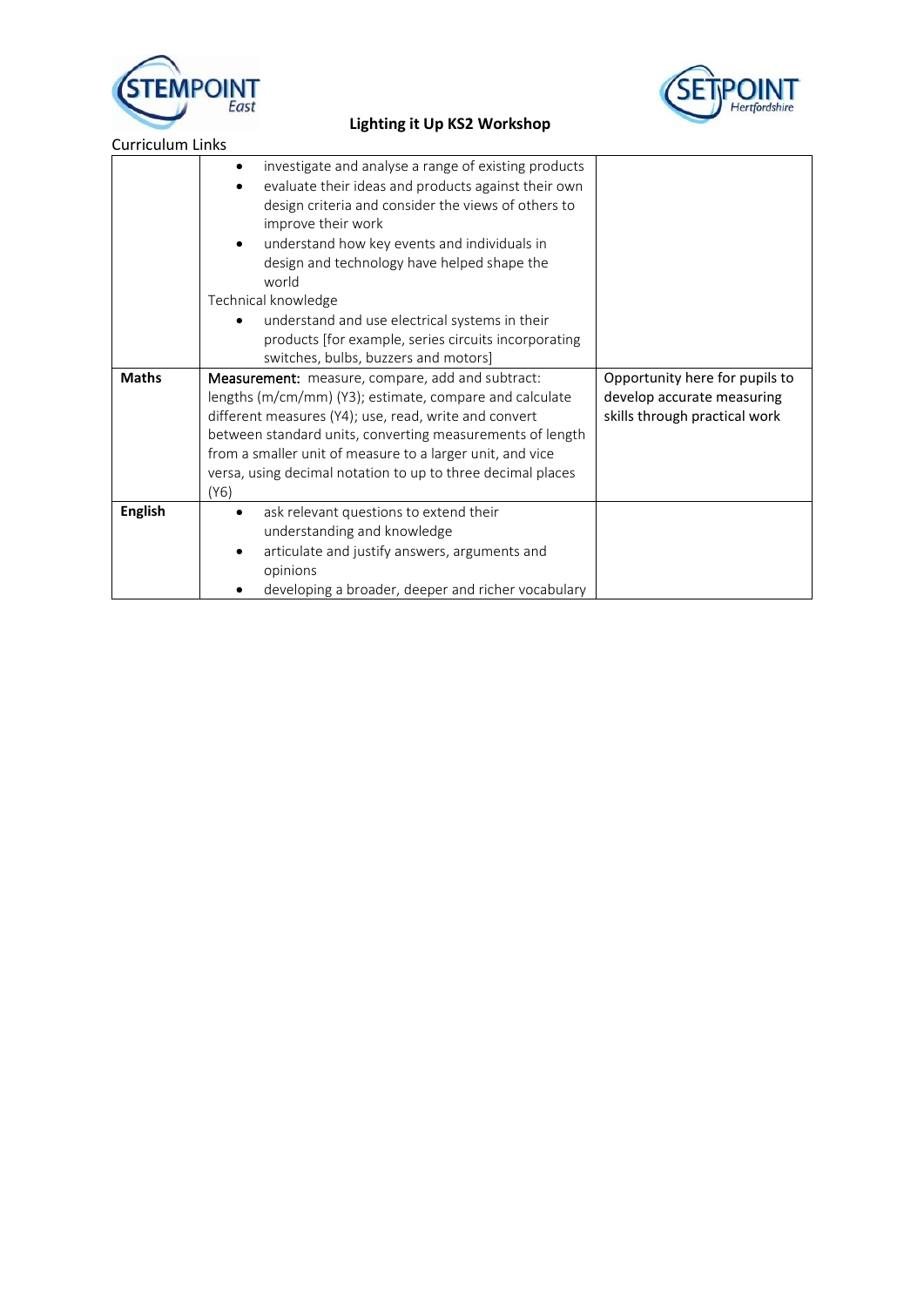**Lighting it Up KS2 Workshop**

Curriculum Links

| | | |
|---|---|---|
| | • investigate and analyse a range of existing products<br>• evaluate their ideas and products against their own design criteria and consider the views of others to improve their work<br>• understand how key events and individuals in design and technology have helped shape the world<br>Technical knowledge<br>• understand and use electrical systems in their products [for example, series circuits incorporating switches, bulbs, buzzers and motors] | |
| **Maths** | Measurement: measure, compare, add and subtract: lengths (m/cm/mm) (Y3); estimate, compare and calculate different measures (Y4); use, read, write and convert between standard units, converting measurements of length from a smaller unit of measure to a larger unit, and vice versa, using decimal notation to up to three decimal places (Y6) | Opportunity here for pupils to develop accurate measuring skills through practical work |
| **English** | • ask relevant questions to extend their understanding and knowledge<br>• articulate and justify answers, arguments and opinions<br>• developing a broader, deeper and richer vocabulary | |